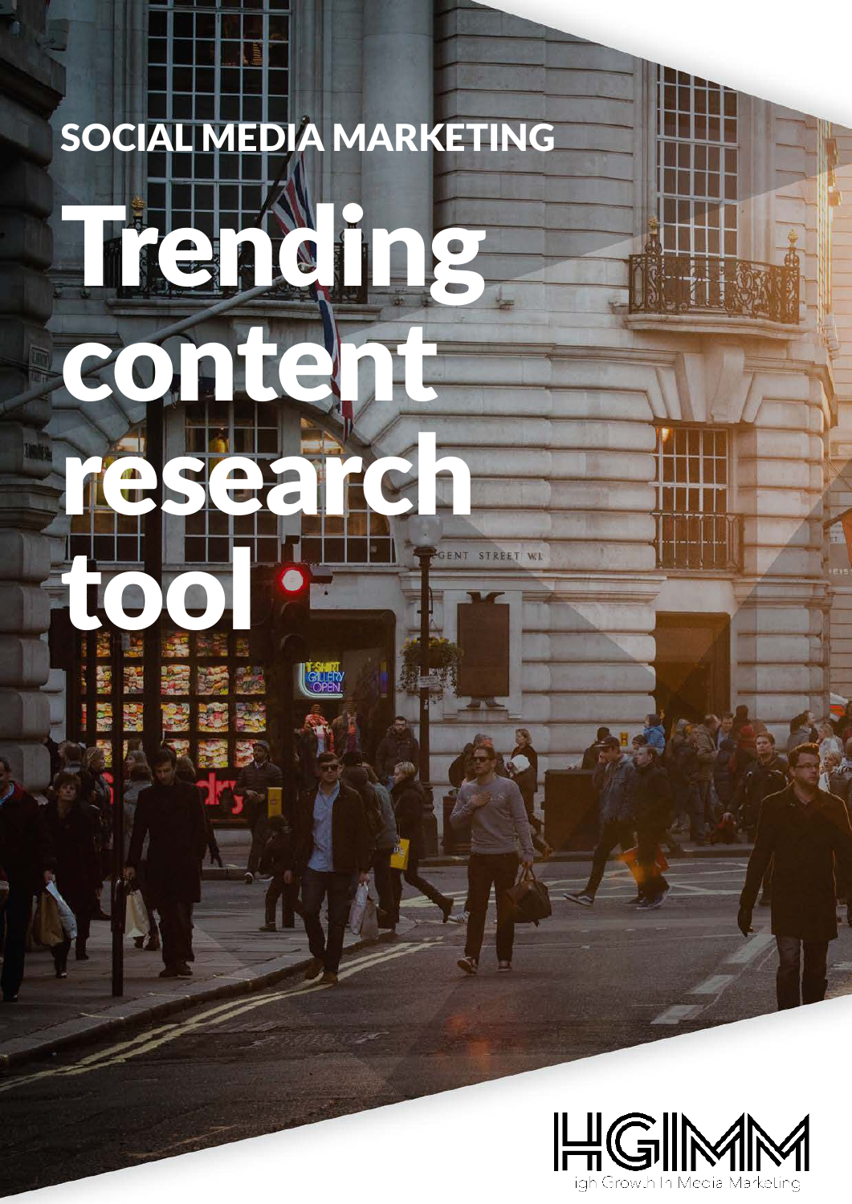SOCIAL MEDIA MARKETING

# Trending content research tool

HGIMM

igh Growth In Media Marketing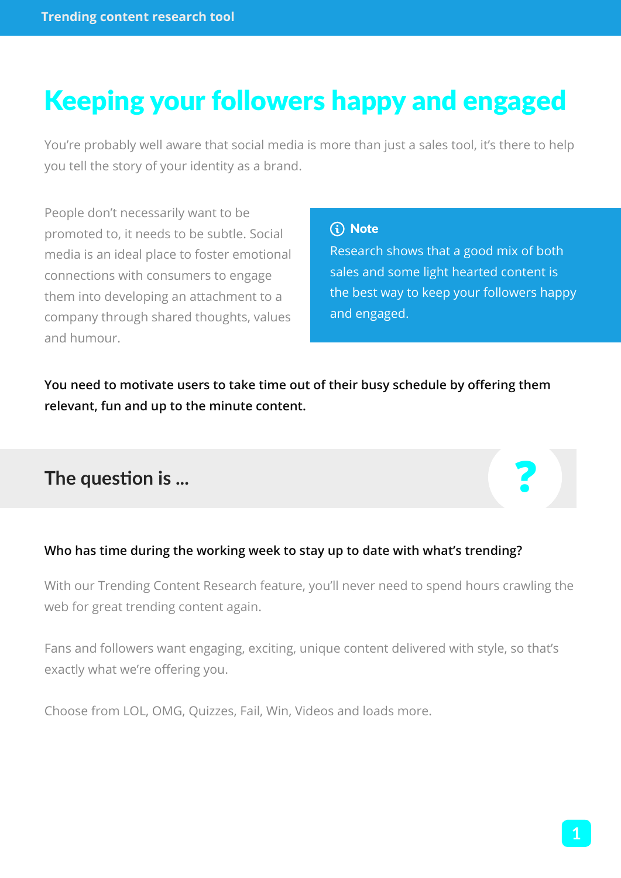# Keeping your followers happy and engaged

You're probably well aware that social media is more than just a sales tool, it's there to help you tell the story of your identity as a brand.

People don't necessarily want to be promoted to, it needs to be subtle. Social media is an ideal place to foster emotional connections with consumers to engage them into developing an attachment to a company through shared thoughts, values and humour.

> **ⓘ Note**
> Research shows that a good mix of both sales and some light hearted content is the best way to keep your followers happy and engaged.

**You need to motivate users to take time out of their busy schedule by offering them relevant, fun and up to the minute content.**

## The question is ...

**Who has time during the working week to stay up to date with what's trending?**

With our Trending Content Research feature, you'll never need to spend hours crawling the web for great trending content again.

Fans and followers want engaging, exciting, unique content delivered with style, so that's exactly what we're offering you.

Choose from LOL, OMG, Quizzes, Fail, Win, Videos and loads more.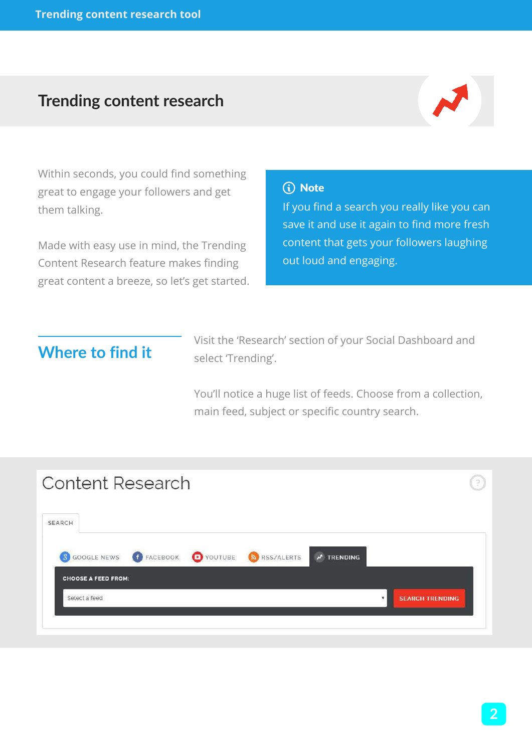# Trending content research

Within seconds, you could find something great to engage your followers and get them talking.

Made with easy use in mind, the Trending Content Research feature makes finding great content a breeze, so let's get started.

> **Note**
> If you find a search you really like you can save it and use it again to find more fresh content that gets your followers laughing out loud and engaging.

## Where to find it

Visit the 'Research' section of your Social Dashboard and select 'Trending'.

You'll notice a huge list of feeds. Choose from a collection, main feed, subject or specific country search.

Content Research

SEARCH

GOOGLE NEWS FACEBOOK YOUTUBE RSS/ALERTS TRENDING

CHOOSE A FEED FROM:

Select a feed

SEARCH TRENDING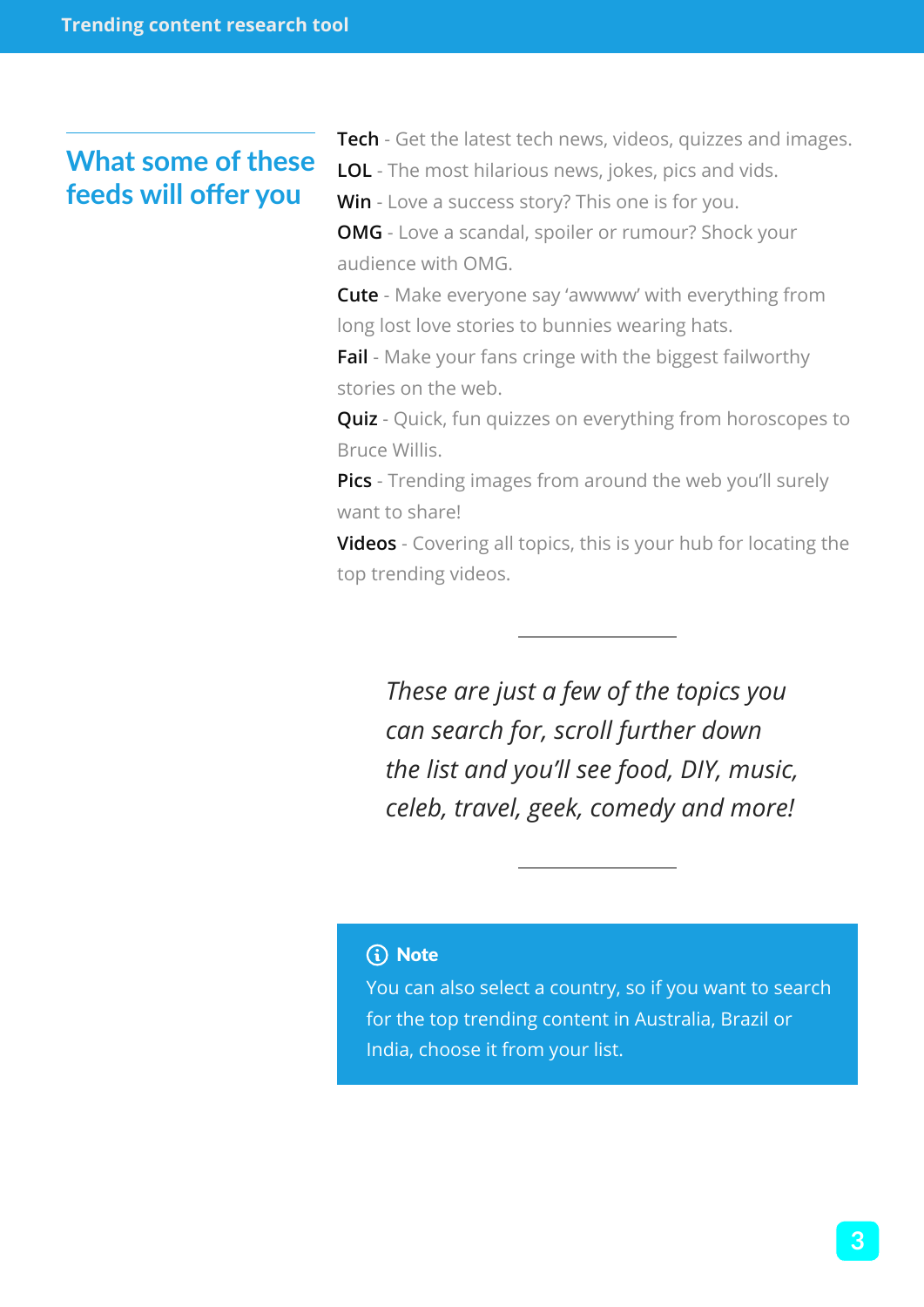## What some of these feeds will offer you

**Tech** - Get the latest tech news, videos, quizzes and images.
**LOL** - The most hilarious news, jokes, pics and vids.
**Win** - Love a success story? This one is for you.
**OMG** - Love a scandal, spoiler or rumour? Shock your audience with OMG.
**Cute** - Make everyone say ‘awwww’ with everything from long lost love stories to bunnies wearing hats.
**Fail** - Make your fans cringe with the biggest failworthy stories on the web.
**Quiz** - Quick, fun quizzes on everything from horoscopes to Bruce Willis.
**Pics** - Trending images from around the web you’ll surely want to share!
**Videos** - Covering all topics, this is your hub for locating the top trending videos.

---

*These are just a few of the topics you can search for, scroll further down the list and you’ll see food, DIY, music, celeb, travel, geek, comedy and more!*

---

> **Note**
> You can also select a country, so if you want to search for the top trending content in Australia, Brazil or India, choose it from your list.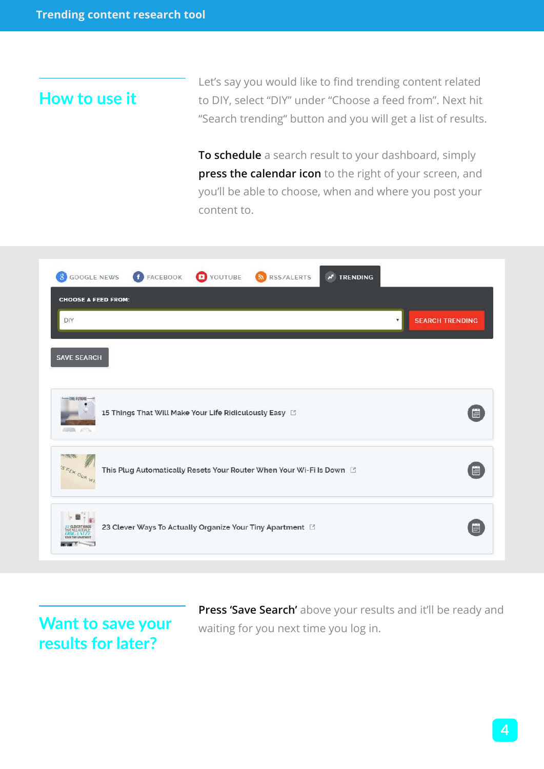## How to use it

Let's say you would like to find trending content related to DIY, select "DIY" under "Choose a feed from". Next hit "Search trending" button and you will get a list of results.

**To schedule** a search result to your dashboard, simply **press the calendar icon** to the right of your screen, and you'll be able to choose, when and where you post your content to.

GOOGLE NEWS | FACEBOOK | YOUTUBE | RSS/ALERTS | TRENDING

CHOOSE A FEED FROM:

DIY

SEARCH TRENDING

SAVE SEARCH

15 Things That Will Make Your Life Ridiculously Easy

This Plug Automatically Resets Your Router When Your Wi-Fi Is Down

23 Clever Ways To Actually Organize Your Tiny Apartment

## Want to save your results for later?

**Press 'Save Search'** above your results and it'll be ready and waiting for you next time you log in.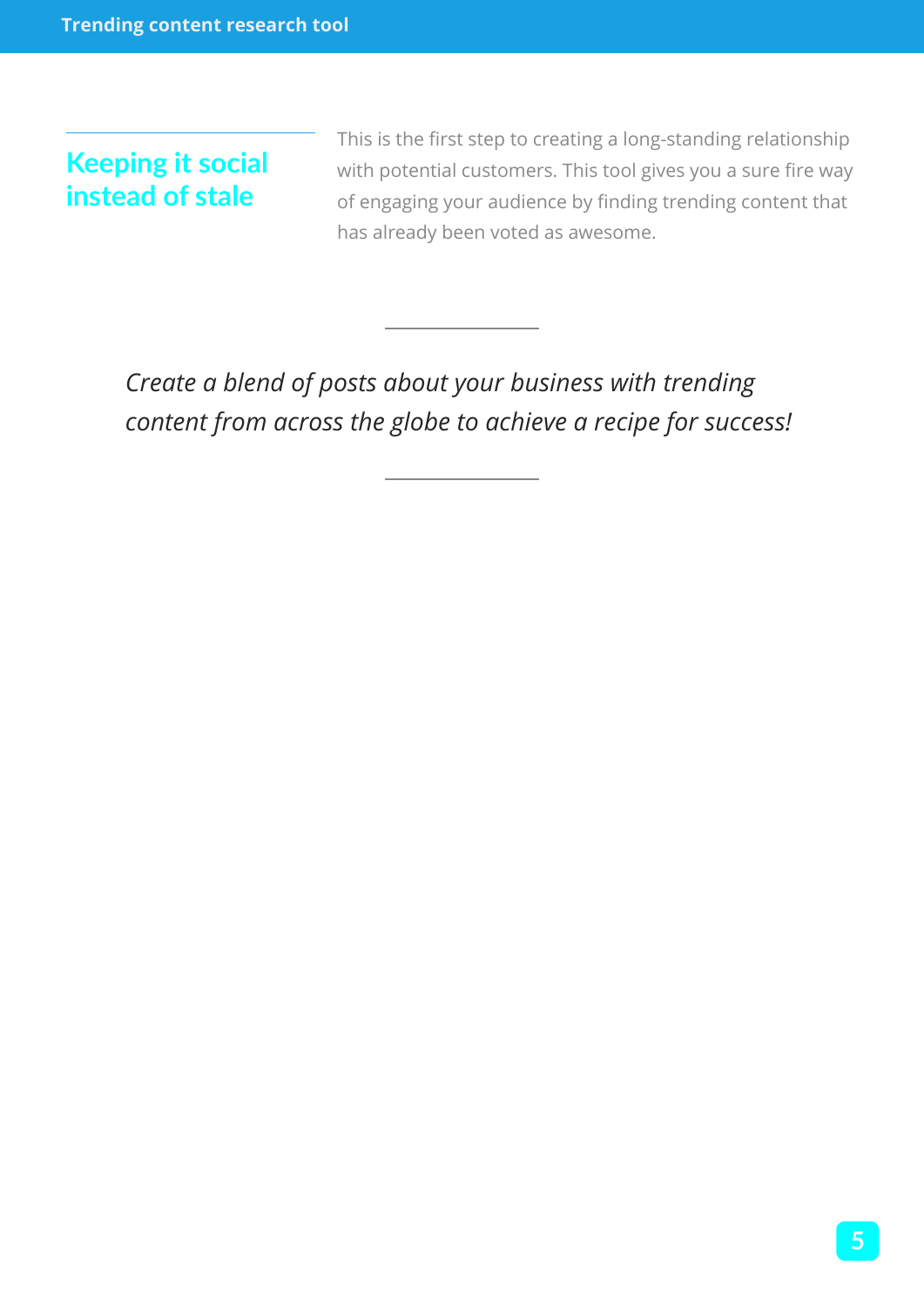## Keeping it social instead of stale

This is the first step to creating a long-standing relationship with potential customers. This tool gives you a sure fire way of engaging your audience by finding trending content that has already been voted as awesome.

---

*Create a blend of posts about your business with trending content from across the globe to achieve a recipe for success!*

---